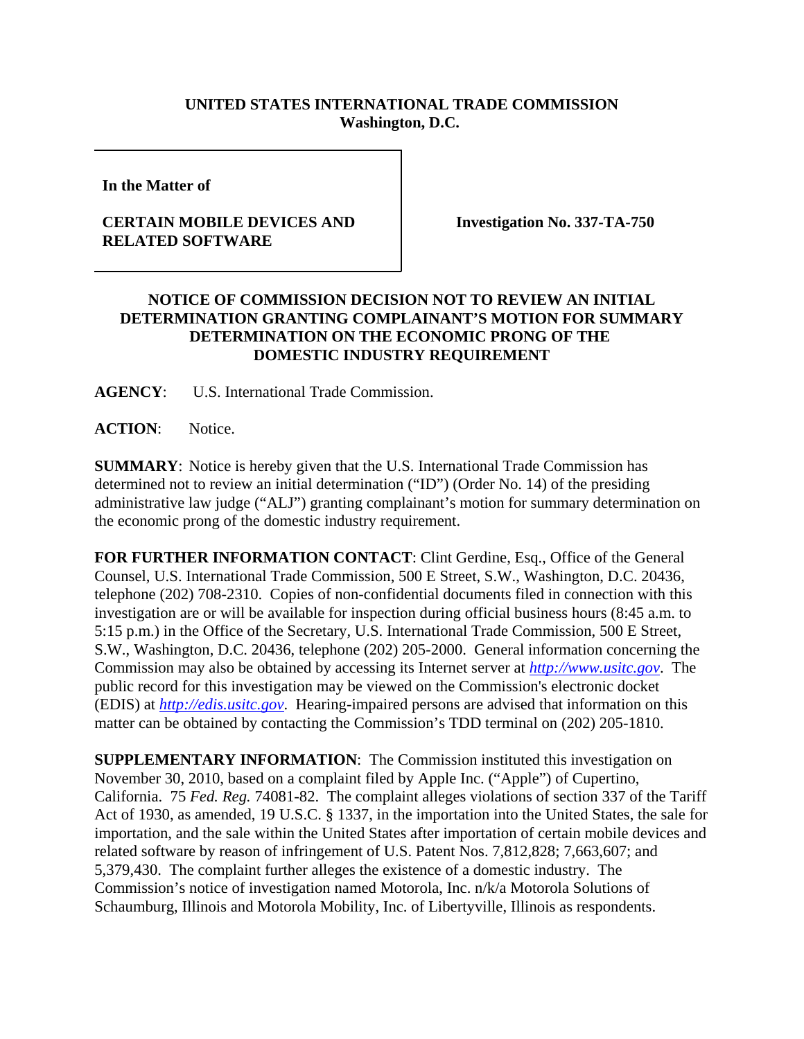**UNITED STATES INTERNATIONAL TRADE COMMISSION**
**Washington, D.C.**

| | |
|---|---|
| **In the Matter of**<br><br>**CERTAIN MOBILE DEVICES AND RELATED SOFTWARE** | **Investigation No. 337-TA-750** |

## NOTICE OF COMMISSION DECISION NOT TO REVIEW AN INITIAL DETERMINATION GRANTING COMPLAINANT'S MOTION FOR SUMMARY DETERMINATION ON THE ECONOMIC PRONG OF THE DOMESTIC INDUSTRY REQUIREMENT

**AGENCY**: U.S. International Trade Commission.

**ACTION**: Notice.

**SUMMARY**: Notice is hereby given that the U.S. International Trade Commission has determined not to review an initial determination ("ID") (Order No. 14) of the presiding administrative law judge ("ALJ") granting complainant's motion for summary determination on the economic prong of the domestic industry requirement.

**FOR FURTHER INFORMATION CONTACT**: Clint Gerdine, Esq., Office of the General Counsel, U.S. International Trade Commission, 500 E Street, S.W., Washington, D.C. 20436, telephone (202) 708-2310. Copies of non-confidential documents filed in connection with this investigation are or will be available for inspection during official business hours (8:45 a.m. to 5:15 p.m.) in the Office of the Secretary, U.S. International Trade Commission, 500 E Street, S.W., Washington, D.C. 20436, telephone (202) 205-2000. General information concerning the Commission may also be obtained by accessing its Internet server at *http://www.usitc.gov*. The public record for this investigation may be viewed on the Commission's electronic docket (EDIS) at *http://edis.usitc.gov*. Hearing-impaired persons are advised that information on this matter can be obtained by contacting the Commission's TDD terminal on (202) 205-1810.

**SUPPLEMENTARY INFORMATION**: The Commission instituted this investigation on November 30, 2010, based on a complaint filed by Apple Inc. ("Apple") of Cupertino, California. 75 *Fed. Reg.* 74081-82. The complaint alleges violations of section 337 of the Tariff Act of 1930, as amended, 19 U.S.C. § 1337, in the importation into the United States, the sale for importation, and the sale within the United States after importation of certain mobile devices and related software by reason of infringement of U.S. Patent Nos. 7,812,828; 7,663,607; and 5,379,430. The complaint further alleges the existence of a domestic industry. The Commission's notice of investigation named Motorola, Inc. n/k/a Motorola Solutions of Schaumburg, Illinois and Motorola Mobility, Inc. of Libertyville, Illinois as respondents.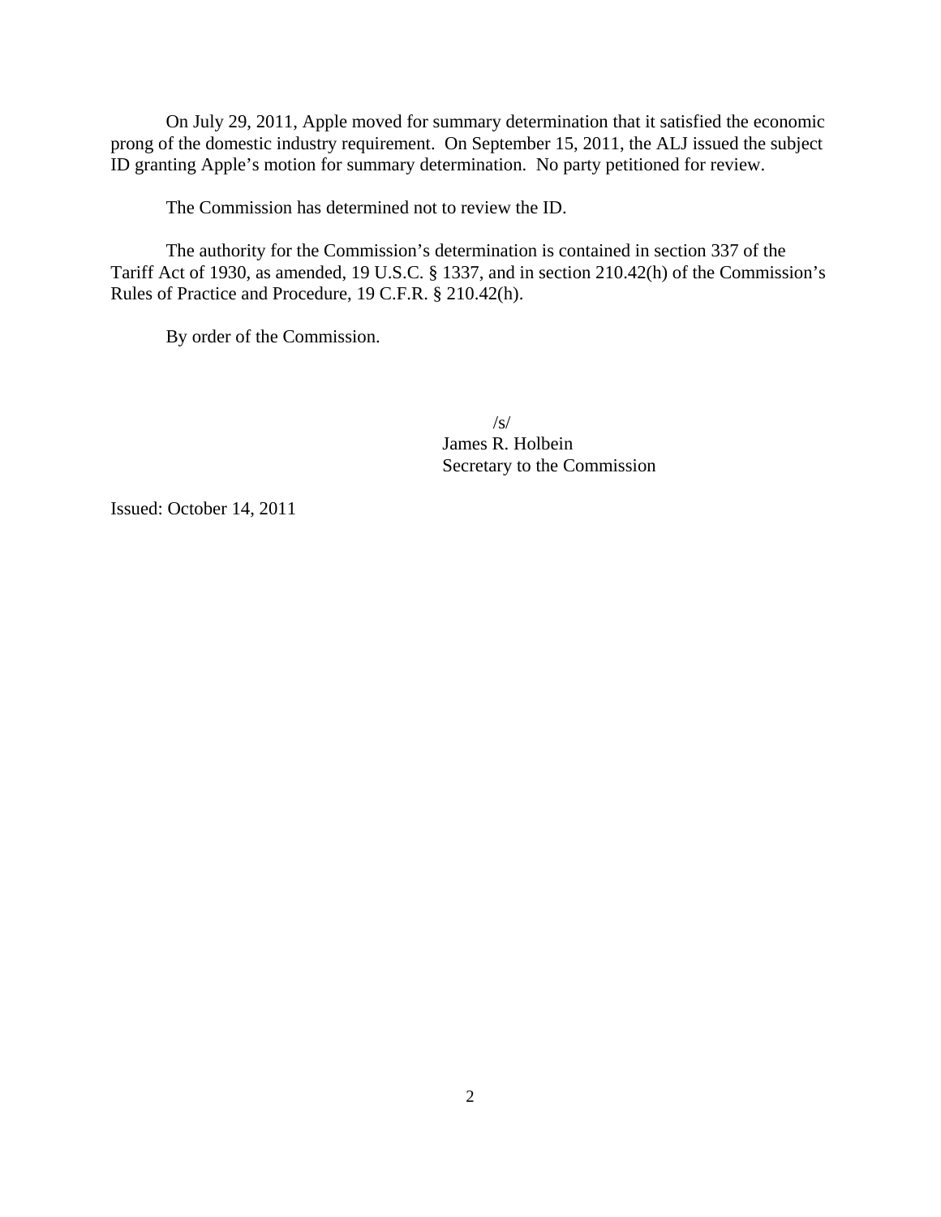On July 29, 2011, Apple moved for summary determination that it satisfied the economic prong of the domestic industry requirement. On September 15, 2011, the ALJ issued the subject ID granting Apple's motion for summary determination. No party petitioned for review.

The Commission has determined not to review the ID.

The authority for the Commission's determination is contained in section 337 of the Tariff Act of 1930, as amended, 19 U.S.C. § 1337, and in section 210.42(h) of the Commission's Rules of Practice and Procedure, 19 C.F.R. § 210.42(h).

By order of the Commission.

/s/
James R. Holbein
Secretary to the Commission

Issued: October 14, 2011